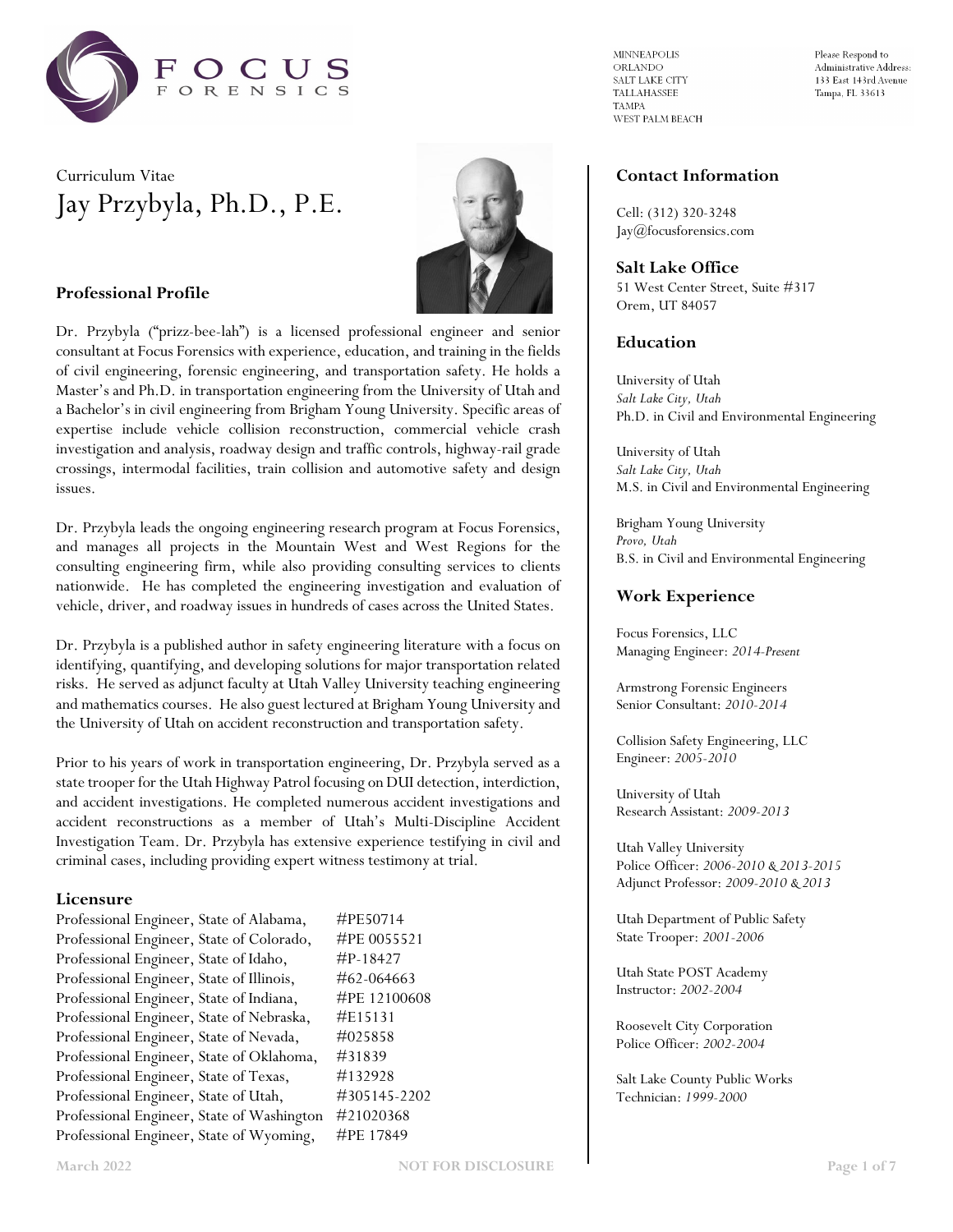MINNEAPOLIS
ORLANDO
SALT LAKE CITY
TALLAHASSEE
TAMPA
WEST PALM BEACH

Please Respond to
Administrative Address:
133 East 143rd Avenue
Tampa, FL 33613

Curriculum Vitae

# Jay Przybyla, Ph.D., P.E.

## Professional Profile

Dr. Przybyla ("prizz-bee-lah") is a licensed professional engineer and senior consultant at Focus Forensics with experience, education, and training in the fields of civil engineering, forensic engineering, and transportation safety. He holds a Master's and Ph.D. in transportation engineering from the University of Utah and a Bachelor's in civil engineering from Brigham Young University. Specific areas of expertise include vehicle collision reconstruction, commercial vehicle crash investigation and analysis, roadway design and traffic controls, highway-rail grade crossings, intermodal facilities, train collision and automotive safety and design issues.

Dr. Przybyla leads the ongoing engineering research program at Focus Forensics, and manages all projects in the Mountain West and West Regions for the consulting engineering firm, while also providing consulting services to clients nationwide. He has completed the engineering investigation and evaluation of vehicle, driver, and roadway issues in hundreds of cases across the United States.

Dr. Przybyla is a published author in safety engineering literature with a focus on identifying, quantifying, and developing solutions for major transportation related risks. He served as adjunct faculty at Utah Valley University teaching engineering and mathematics courses. He also guest lectured at Brigham Young University and the University of Utah on accident reconstruction and transportation safety.

Prior to his years of work in transportation engineering, Dr. Przybyla served as a state trooper for the Utah Highway Patrol focusing on DUI detection, interdiction, and accident investigations. He completed numerous accident investigations and accident reconstructions as a member of Utah's Multi-Discipline Accident Investigation Team. Dr. Przybyla has extensive experience testifying in civil and criminal cases, including providing expert witness testimony at trial.

## Licensure

| | |
|---|---|
| Professional Engineer, State of Alabama, | #PE50714 |
| Professional Engineer, State of Colorado, | #PE 0055521 |
| Professional Engineer, State of Idaho, | #P-18427 |
| Professional Engineer, State of Illinois, | #62-064663 |
| Professional Engineer, State of Indiana, | #PE 12100608 |
| Professional Engineer, State of Nebraska, | #E15131 |
| Professional Engineer, State of Nevada, | #025858 |
| Professional Engineer, State of Oklahoma, | #31839 |
| Professional Engineer, State of Texas, | #132928 |
| Professional Engineer, State of Utah, | #305145-2202 |
| Professional Engineer, State of Washington | #21020368 |
| Professional Engineer, State of Wyoming, | #PE 17849 |

## Contact Information

Cell: (312) 320-3248
Jay@focusforensics.com

## Salt Lake Office

51 West Center Street, Suite #317
Orem, UT 84057

## Education

University of Utah
*Salt Lake City, Utah*
Ph.D. in Civil and Environmental Engineering

University of Utah
*Salt Lake City, Utah*
M.S. in Civil and Environmental Engineering

Brigham Young University
*Provo, Utah*
B.S. in Civil and Environmental Engineering

## Work Experience

Focus Forensics, LLC
Managing Engineer: *2014-Present*

Armstrong Forensic Engineers
Senior Consultant: *2010-2014*

Collision Safety Engineering, LLC
Engineer: *2005-2010*

University of Utah
Research Assistant: *2009-2013*

Utah Valley University
Police Officer: *2006-2010 & 2013-2015*
Adjunct Professor: *2009-2010 & 2013*

Utah Department of Public Safety
State Trooper: *2001-2006*

Utah State POST Academy
Instructor: *2002-2004*

Roosevelt City Corporation
Police Officer: *2002-2004*

Salt Lake County Public Works
Technician: *1999-2000*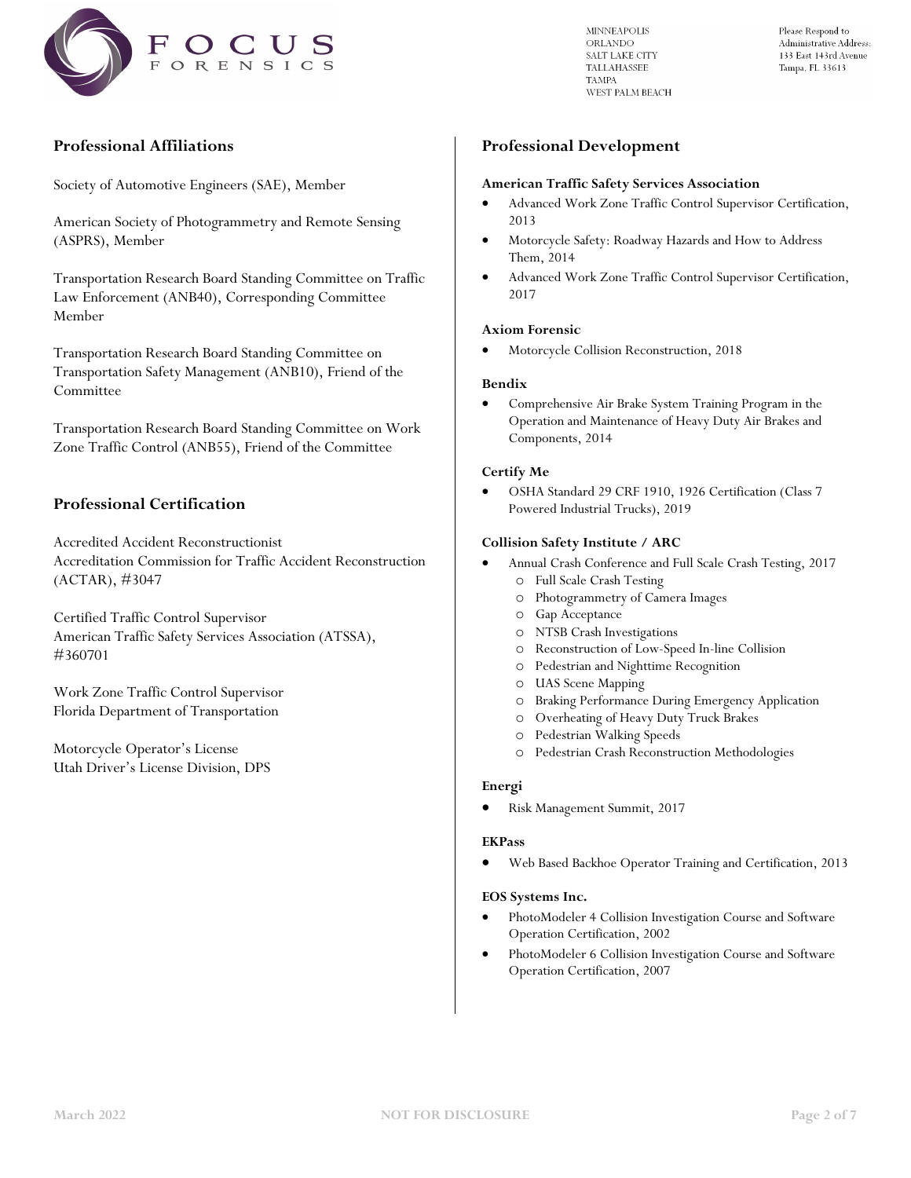## Professional Affiliations

Society of Automotive Engineers (SAE), Member

American Society of Photogrammetry and Remote Sensing (ASPRS), Member

Transportation Research Board Standing Committee on Traffic Law Enforcement (ANB40), Corresponding Committee Member

Transportation Research Board Standing Committee on Transportation Safety Management (ANB10), Friend of the Committee

Transportation Research Board Standing Committee on Work Zone Traffic Control (ANB55), Friend of the Committee

## Professional Certification

Accredited Accident Reconstructionist
Accreditation Commission for Traffic Accident Reconstruction (ACTAR), #3047

Certified Traffic Control Supervisor
American Traffic Safety Services Association (ATSSA), #360701

Work Zone Traffic Control Supervisor
Florida Department of Transportation

Motorcycle Operator's License
Utah Driver's License Division, DPS

## Professional Development

**American Traffic Safety Services Association**

- Advanced Work Zone Traffic Control Supervisor Certification, 2013
- Motorcycle Safety: Roadway Hazards and How to Address Them, 2014
- Advanced Work Zone Traffic Control Supervisor Certification, 2017

**Axiom Forensic**

- Motorcycle Collision Reconstruction, 2018

**Bendix**

- Comprehensive Air Brake System Training Program in the Operation and Maintenance of Heavy Duty Air Brakes and Components, 2014

**Certify Me**

- OSHA Standard 29 CRF 1910, 1926 Certification (Class 7 Powered Industrial Trucks), 2019

**Collision Safety Institute / ARC**

- Annual Crash Conference and Full Scale Crash Testing, 2017
  - Full Scale Crash Testing
  - Photogrammetry of Camera Images
  - Gap Acceptance
  - NTSB Crash Investigations
  - Reconstruction of Low-Speed In-line Collision
  - Pedestrian and Nighttime Recognition
  - UAS Scene Mapping
  - Braking Performance During Emergency Application
  - Overheating of Heavy Duty Truck Brakes
  - Pedestrian Walking Speeds
  - Pedestrian Crash Reconstruction Methodologies

**Energi**

- Risk Management Summit, 2017

**EKPass**

- Web Based Backhoe Operator Training and Certification, 2013

**EOS Systems Inc.**

- PhotoModeler 4 Collision Investigation Course and Software Operation Certification, 2002
- PhotoModeler 6 Collision Investigation Course and Software Operation Certification, 2007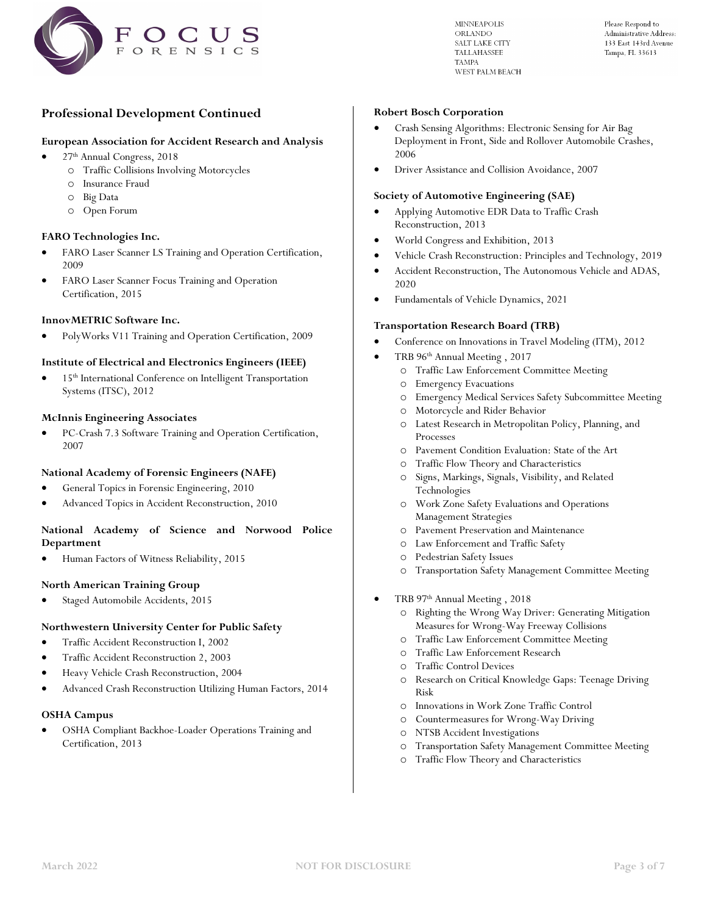## Professional Development Continued

### European Association for Accident Research and Analysis

- 27th Annual Congress, 2018
  - Traffic Collisions Involving Motorcycles
  - Insurance Fraud
  - Big Data
  - Open Forum

### FARO Technologies Inc.

- FARO Laser Scanner LS Training and Operation Certification, 2009
- FARO Laser Scanner Focus Training and Operation Certification, 2015

### InnovMETRIC Software Inc.

- PolyWorks V11 Training and Operation Certification, 2009

### Institute of Electrical and Electronics Engineers (IEEE)

- 15th International Conference on Intelligent Transportation Systems (ITSC), 2012

### McInnis Engineering Associates

- PC-Crash 7.3 Software Training and Operation Certification, 2007

### National Academy of Forensic Engineers (NAFE)

- General Topics in Forensic Engineering, 2010
- Advanced Topics in Accident Reconstruction, 2010

### National Academy of Science and Norwood Police Department

- Human Factors of Witness Reliability, 2015

### North American Training Group

- Staged Automobile Accidents, 2015

### Northwestern University Center for Public Safety

- Traffic Accident Reconstruction I, 2002
- Traffic Accident Reconstruction 2, 2003
- Heavy Vehicle Crash Reconstruction, 2004
- Advanced Crash Reconstruction Utilizing Human Factors, 2014

### OSHA Campus

- OSHA Compliant Backhoe-Loader Operations Training and Certification, 2013

### Robert Bosch Corporation

- Crash Sensing Algorithms: Electronic Sensing for Air Bag Deployment in Front, Side and Rollover Automobile Crashes, 2006
- Driver Assistance and Collision Avoidance, 2007

### Society of Automotive Engineering (SAE)

- Applying Automotive EDR Data to Traffic Crash Reconstruction, 2013
- World Congress and Exhibition, 2013
- Vehicle Crash Reconstruction: Principles and Technology, 2019
- Accident Reconstruction, The Autonomous Vehicle and ADAS, 2020
- Fundamentals of Vehicle Dynamics, 2021

### Transportation Research Board (TRB)

- Conference on Innovations in Travel Modeling (ITM), 2012
- TRB 96th Annual Meeting , 2017
  - Traffic Law Enforcement Committee Meeting
  - Emergency Evacuations
  - Emergency Medical Services Safety Subcommittee Meeting
  - Motorcycle and Rider Behavior
  - Latest Research in Metropolitan Policy, Planning, and Processes
  - Pavement Condition Evaluation: State of the Art
  - Traffic Flow Theory and Characteristics
  - Signs, Markings, Signals, Visibility, and Related Technologies
  - Work Zone Safety Evaluations and Operations Management Strategies
  - Pavement Preservation and Maintenance
  - Law Enforcement and Traffic Safety
  - Pedestrian Safety Issues
  - Transportation Safety Management Committee Meeting
- TRB 97th Annual Meeting , 2018
  - Righting the Wrong Way Driver: Generating Mitigation Measures for Wrong-Way Freeway Collisions
  - Traffic Law Enforcement Committee Meeting
  - Traffic Law Enforcement Research
  - Traffic Control Devices
  - Research on Critical Knowledge Gaps: Teenage Driving Risk
  - Innovations in Work Zone Traffic Control
  - Countermeasures for Wrong-Way Driving
  - NTSB Accident Investigations
  - Transportation Safety Management Committee Meeting
  - Traffic Flow Theory and Characteristics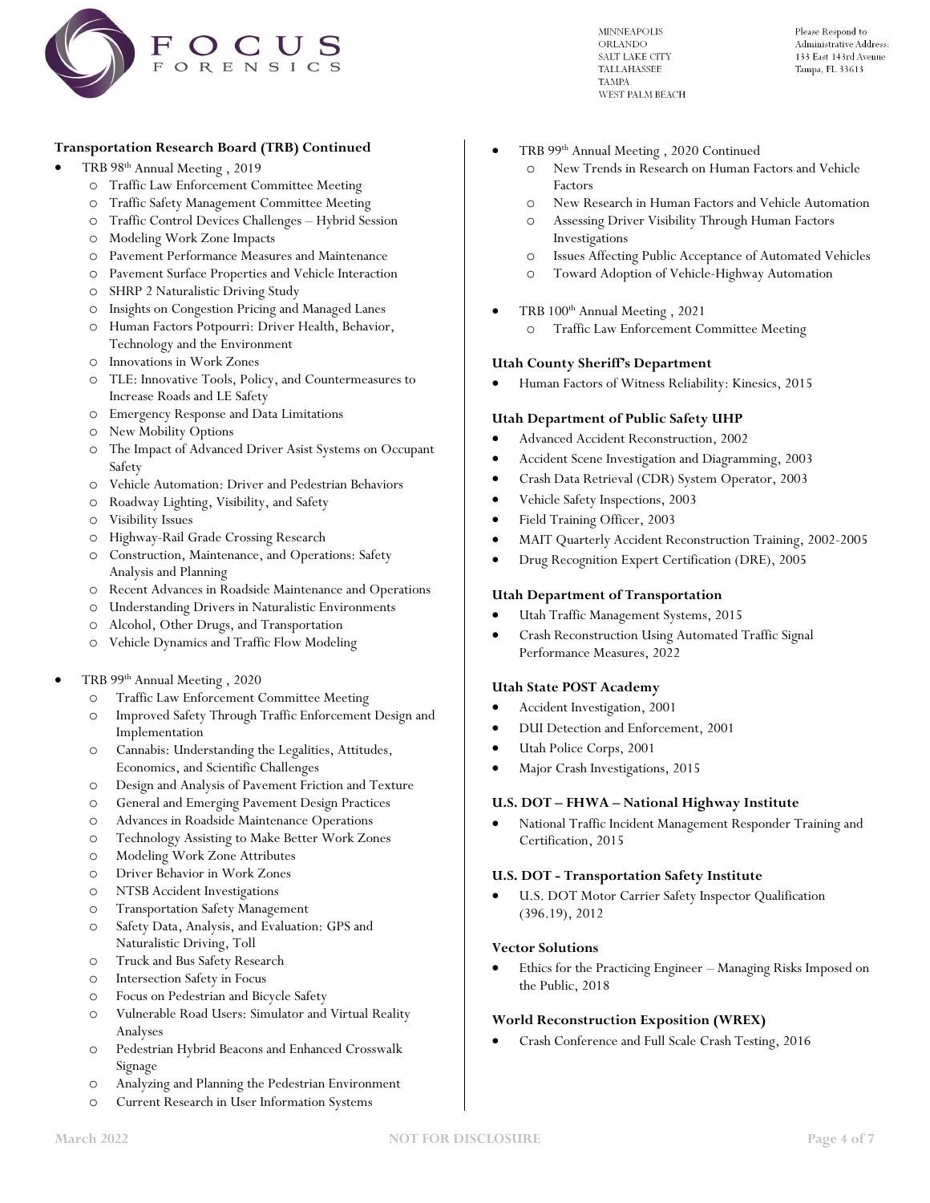### Transportation Research Board (TRB) Continued

- TRB 98th Annual Meeting , 2019
  - Traffic Law Enforcement Committee Meeting
  - Traffic Safety Management Committee Meeting
  - Traffic Control Devices Challenges – Hybrid Session
  - Modeling Work Zone Impacts
  - Pavement Performance Measures and Maintenance
  - Pavement Surface Properties and Vehicle Interaction
  - SHRP 2 Naturalistic Driving Study
  - Insights on Congestion Pricing and Managed Lanes
  - Human Factors Potpourri: Driver Health, Behavior, Technology and the Environment
  - Innovations in Work Zones
  - TLE: Innovative Tools, Policy, and Countermeasures to Increase Roads and LE Safety
  - Emergency Response and Data Limitations
  - New Mobility Options
  - The Impact of Advanced Driver Asist Systems on Occupant Safety
  - Vehicle Automation: Driver and Pedestrian Behaviors
  - Roadway Lighting, Visibility, and Safety
  - Visibility Issues
  - Highway-Rail Grade Crossing Research
  - Construction, Maintenance, and Operations: Safety Analysis and Planning
  - Recent Advances in Roadside Maintenance and Operations
  - Understanding Drivers in Naturalistic Environments
  - Alcohol, Other Drugs, and Transportation
  - Vehicle Dynamics and Traffic Flow Modeling

- TRB 99th Annual Meeting , 2020
  - Traffic Law Enforcement Committee Meeting
  - Improved Safety Through Traffic Enforcement Design and Implementation
  - Cannabis: Understanding the Legalities, Attitudes, Economics, and Scientific Challenges
  - Design and Analysis of Pavement Friction and Texture
  - General and Emerging Pavement Design Practices
  - Advances in Roadside Maintenance Operations
  - Technology Assisting to Make Better Work Zones
  - Modeling Work Zone Attributes
  - Driver Behavior in Work Zones
  - NTSB Accident Investigations
  - Transportation Safety Management
  - Safety Data, Analysis, and Evaluation: GPS and Naturalistic Driving, Toll
  - Truck and Bus Safety Research
  - Intersection Safety in Focus
  - Focus on Pedestrian and Bicycle Safety
  - Vulnerable Road Users: Simulator and Virtual Reality Analyses
  - Pedestrian Hybrid Beacons and Enhanced Crosswalk Signage
  - Analyzing and Planning the Pedestrian Environment
  - Current Research in User Information Systems

- TRB 99th Annual Meeting , 2020 Continued
  - New Trends in Research on Human Factors and Vehicle Factors
  - New Research in Human Factors and Vehicle Automation
  - Assessing Driver Visibility Through Human Factors Investigations
  - Issues Affecting Public Acceptance of Automated Vehicles
  - Toward Adoption of Vehicle-Highway Automation

- TRB 100th Annual Meeting , 2021
  - Traffic Law Enforcement Committee Meeting

### Utah County Sheriff's Department

- Human Factors of Witness Reliability: Kinesics, 2015

### Utah Department of Public Safety UHP

- Advanced Accident Reconstruction, 2002
- Accident Scene Investigation and Diagramming, 2003
- Crash Data Retrieval (CDR) System Operator, 2003
- Vehicle Safety Inspections, 2003
- Field Training Officer, 2003
- MAIT Quarterly Accident Reconstruction Training, 2002-2005
- Drug Recognition Expert Certification (DRE), 2005

### Utah Department of Transportation

- Utah Traffic Management Systems, 2015
- Crash Reconstruction Using Automated Traffic Signal Performance Measures, 2022

### Utah State POST Academy

- Accident Investigation, 2001
- DUI Detection and Enforcement, 2001
- Utah Police Corps, 2001
- Major Crash Investigations, 2015

### U.S. DOT – FHWA – National Highway Institute

- National Traffic Incident Management Responder Training and Certification, 2015

### U.S. DOT - Transportation Safety Institute

- U.S. DOT Motor Carrier Safety Inspector Qualification (396.19), 2012

### Vector Solutions

- Ethics for the Practicing Engineer – Managing Risks Imposed on the Public, 2018

### World Reconstruction Exposition (WREX)

- Crash Conference and Full Scale Crash Testing, 2016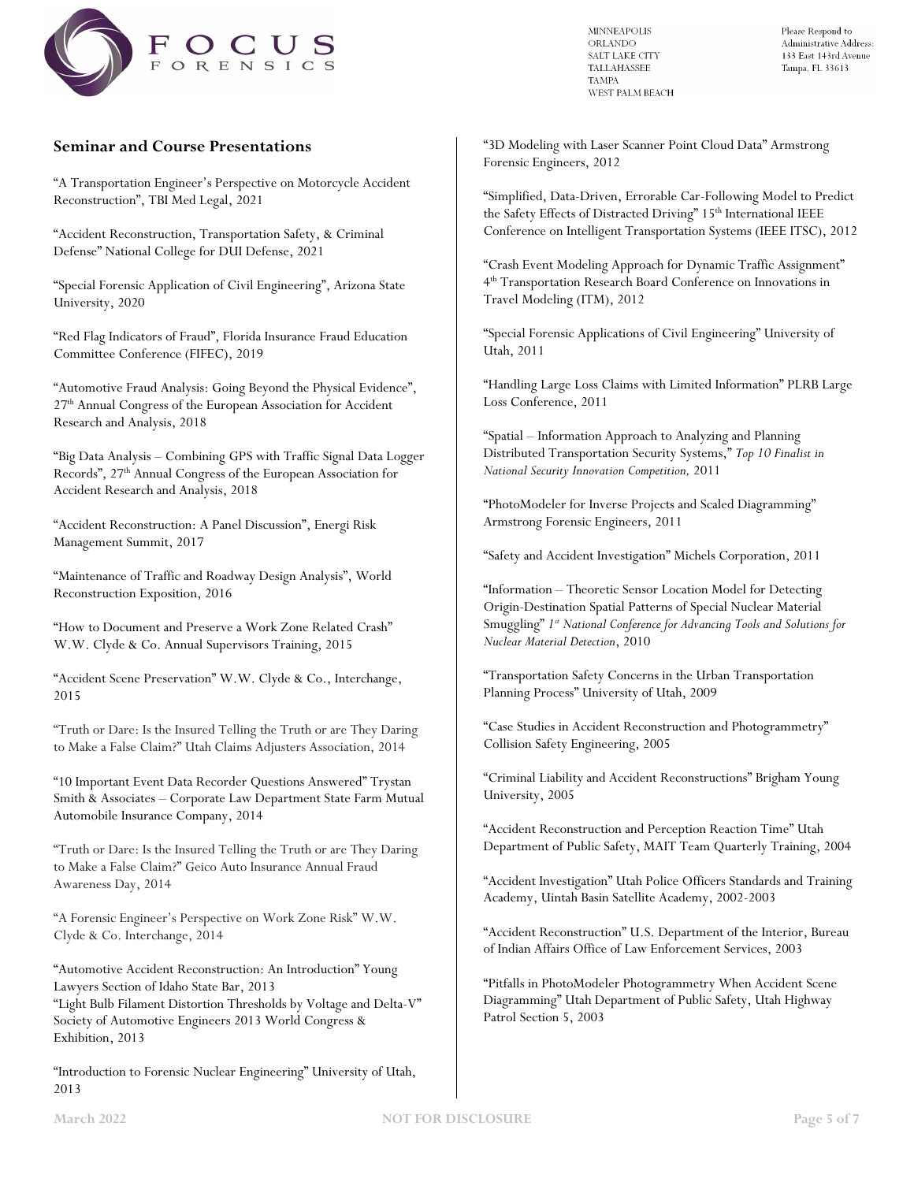## Seminar and Course Presentations

"A Transportation Engineer's Perspective on Motorcycle Accident Reconstruction", TBI Med Legal, 2021

"Accident Reconstruction, Transportation Safety, & Criminal Defense" National College for DUI Defense, 2021

"Special Forensic Application of Civil Engineering", Arizona State University, 2020

"Red Flag Indicators of Fraud", Florida Insurance Fraud Education Committee Conference (FIFEC), 2019

"Automotive Fraud Analysis: Going Beyond the Physical Evidence", 27th Annual Congress of the European Association for Accident Research and Analysis, 2018

"Big Data Analysis – Combining GPS with Traffic Signal Data Logger Records", 27th Annual Congress of the European Association for Accident Research and Analysis, 2018

"Accident Reconstruction: A Panel Discussion", Energi Risk Management Summit, 2017

"Maintenance of Traffic and Roadway Design Analysis", World Reconstruction Exposition, 2016

"How to Document and Preserve a Work Zone Related Crash" W.W. Clyde & Co. Annual Supervisors Training, 2015

"Accident Scene Preservation" W.W. Clyde & Co., Interchange, 2015

"Truth or Dare: Is the Insured Telling the Truth or are They Daring to Make a False Claim?" Utah Claims Adjusters Association, 2014

"10 Important Event Data Recorder Questions Answered" Trystan Smith & Associates – Corporate Law Department State Farm Mutual Automobile Insurance Company, 2014

"Truth or Dare: Is the Insured Telling the Truth or are They Daring to Make a False Claim?" Geico Auto Insurance Annual Fraud Awareness Day, 2014

"A Forensic Engineer's Perspective on Work Zone Risk" W.W. Clyde & Co. Interchange, 2014

"Automotive Accident Reconstruction: An Introduction" Young Lawyers Section of Idaho State Bar, 2013

"Light Bulb Filament Distortion Thresholds by Voltage and Delta-V" Society of Automotive Engineers 2013 World Congress & Exhibition, 2013

"Introduction to Forensic Nuclear Engineering" University of Utah, 2013

"3D Modeling with Laser Scanner Point Cloud Data" Armstrong Forensic Engineers, 2012

"Simplified, Data-Driven, Errorable Car-Following Model to Predict the Safety Effects of Distracted Driving" 15th International IEEE Conference on Intelligent Transportation Systems (IEEE ITSC), 2012

"Crash Event Modeling Approach for Dynamic Traffic Assignment" 4th Transportation Research Board Conference on Innovations in Travel Modeling (ITM), 2012

"Special Forensic Applications of Civil Engineering" University of Utah, 2011

"Handling Large Loss Claims with Limited Information" PLRB Large Loss Conference, 2011

"Spatial – Information Approach to Analyzing and Planning Distributed Transportation Security Systems," *Top 10 Finalist in National Security Innovation Competition,* 2011

"PhotoModeler for Inverse Projects and Scaled Diagramming" Armstrong Forensic Engineers, 2011

"Safety and Accident Investigation" Michels Corporation, 2011

"Information – Theoretic Sensor Location Model for Detecting Origin-Destination Spatial Patterns of Special Nuclear Material Smuggling" *1st National Conference for Advancing Tools and Solutions for Nuclear Material Detection*, 2010

"Transportation Safety Concerns in the Urban Transportation Planning Process" University of Utah, 2009

"Case Studies in Accident Reconstruction and Photogrammetry" Collision Safety Engineering, 2005

"Criminal Liability and Accident Reconstructions" Brigham Young University, 2005

"Accident Reconstruction and Perception Reaction Time" Utah Department of Public Safety, MAIT Team Quarterly Training, 2004

"Accident Investigation" Utah Police Officers Standards and Training Academy, Uintah Basin Satellite Academy, 2002-2003

"Accident Reconstruction" U.S. Department of the Interior, Bureau of Indian Affairs Office of Law Enforcement Services, 2003

"Pitfalls in PhotoModeler Photogrammetry When Accident Scene Diagramming" Utah Department of Public Safety, Utah Highway Patrol Section 5, 2003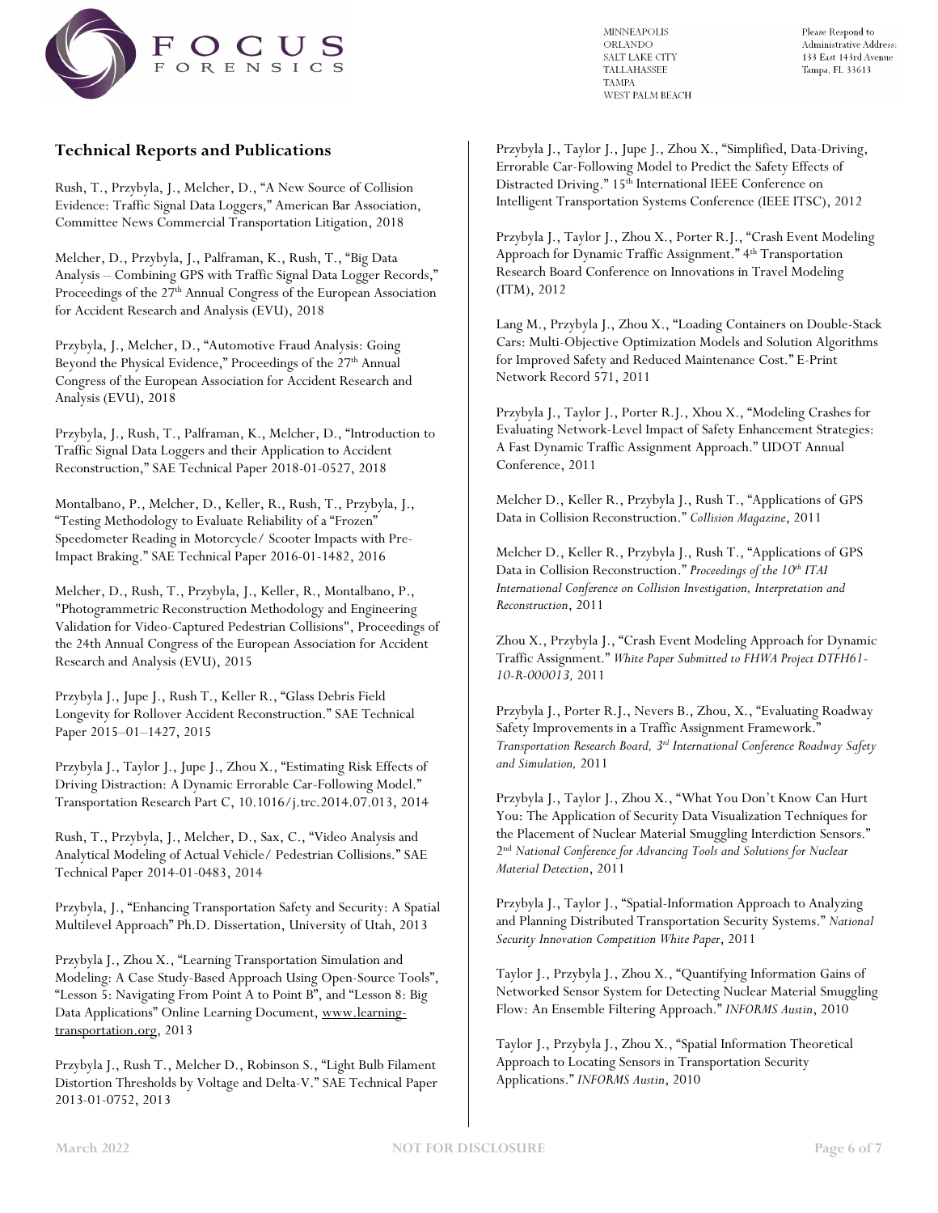## Technical Reports and Publications

Rush, T., Przybyla, J., Melcher, D., "A New Source of Collision Evidence: Traffic Signal Data Loggers," American Bar Association, Committee News Commercial Transportation Litigation, 2018

Melcher, D., Przybyla, J., Palframan, K., Rush, T., "Big Data Analysis – Combining GPS with Traffic Signal Data Logger Records," Proceedings of the 27th Annual Congress of the European Association for Accident Research and Analysis (EVU), 2018

Przybyla, J., Melcher, D., "Automotive Fraud Analysis: Going Beyond the Physical Evidence," Proceedings of the 27th Annual Congress of the European Association for Accident Research and Analysis (EVU), 2018

Przybyla, J., Rush, T., Palframan, K., Melcher, D., "Introduction to Traffic Signal Data Loggers and their Application to Accident Reconstruction," SAE Technical Paper 2018-01-0527, 2018

Montalbano, P., Melcher, D., Keller, R., Rush, T., Przybyla, J., "Testing Methodology to Evaluate Reliability of a "Frozen" Speedometer Reading in Motorcycle/ Scooter Impacts with Pre-Impact Braking." SAE Technical Paper 2016-01-1482, 2016

Melcher, D., Rush, T., Przybyla, J., Keller, R., Montalbano, P., "Photogrammetric Reconstruction Methodology and Engineering Validation for Video-Captured Pedestrian Collisions", Proceedings of the 24th Annual Congress of the European Association for Accident Research and Analysis (EVU), 2015

Przybyla J., Jupe J., Rush T., Keller R., "Glass Debris Field Longevity for Rollover Accident Reconstruction." SAE Technical Paper 2015–01–1427, 2015

Przybyla J., Taylor J., Jupe J., Zhou X., "Estimating Risk Effects of Driving Distraction: A Dynamic Errorable Car-Following Model." Transportation Research Part C, 10.1016/j.trc.2014.07.013, 2014

Rush, T., Przybyla, J., Melcher, D., Sax, C., "Video Analysis and Analytical Modeling of Actual Vehicle/ Pedestrian Collisions." SAE Technical Paper 2014-01-0483, 2014

Przybyla, J., "Enhancing Transportation Safety and Security: A Spatial Multilevel Approach" Ph.D. Dissertation, University of Utah, 2013

Przybyla J., Zhou X., "Learning Transportation Simulation and Modeling: A Case Study-Based Approach Using Open-Source Tools", "Lesson 5: Navigating From Point A to Point B", and "Lesson 8: Big Data Applications" Online Learning Document, www.learning-transportation.org, 2013

Przybyla J., Rush T., Melcher D., Robinson S., "Light Bulb Filament Distortion Thresholds by Voltage and Delta-V." SAE Technical Paper 2013-01-0752, 2013

Przybyla J., Taylor J., Jupe J., Zhou X., "Simplified, Data-Driving, Errorable Car-Following Model to Predict the Safety Effects of Distracted Driving." 15th International IEEE Conference on Intelligent Transportation Systems Conference (IEEE ITSC), 2012

Przybyla J., Taylor J., Zhou X., Porter R.J., "Crash Event Modeling Approach for Dynamic Traffic Assignment." 4th Transportation Research Board Conference on Innovations in Travel Modeling (ITM), 2012

Lang M., Przybyla J., Zhou X., "Loading Containers on Double-Stack Cars: Multi-Objective Optimization Models and Solution Algorithms for Improved Safety and Reduced Maintenance Cost." E-Print Network Record 571, 2011

Przybyla J., Taylor J., Porter R.J., Xhou X., "Modeling Crashes for Evaluating Network-Level Impact of Safety Enhancement Strategies: A Fast Dynamic Traffic Assignment Approach." UDOT Annual Conference, 2011

Melcher D., Keller R., Przybyla J., Rush T., "Applications of GPS Data in Collision Reconstruction." *Collision Magazine*, 2011

Melcher D., Keller R., Przybyla J., Rush T., "Applications of GPS Data in Collision Reconstruction." *Proceedings of the 10th ITAI International Conference on Collision Investigation, Interpretation and Reconstruction*, 2011

Zhou X., Przybyla J., "Crash Event Modeling Approach for Dynamic Traffic Assignment." *White Paper Submitted to FHWA Project DTFH61-10-R-000013,* 2011

Przybyla J., Porter R.J., Nevers B., Zhou, X., "Evaluating Roadway Safety Improvements in a Traffic Assignment Framework." *Transportation Research Board, 3rd International Conference Roadway Safety and Simulation,* 2011

Przybyla J., Taylor J., Zhou X., "What You Don't Know Can Hurt You: The Application of Security Data Visualization Techniques for the Placement of Nuclear Material Smuggling Interdiction Sensors." 2nd *National Conference for Advancing Tools and Solutions for Nuclear Material Detection*, 2011

Przybyla J., Taylor J., "Spatial-Information Approach to Analyzing and Planning Distributed Transportation Security Systems." *National Security Innovation Competition White Paper*, 2011

Taylor J., Przybyla J., Zhou X., "Quantifying Information Gains of Networked Sensor System for Detecting Nuclear Material Smuggling Flow: An Ensemble Filtering Approach." *INFORMS Austin*, 2010

Taylor J., Przybyla J., Zhou X., "Spatial Information Theoretical Approach to Locating Sensors in Transportation Security Applications." *INFORMS Austin*, 2010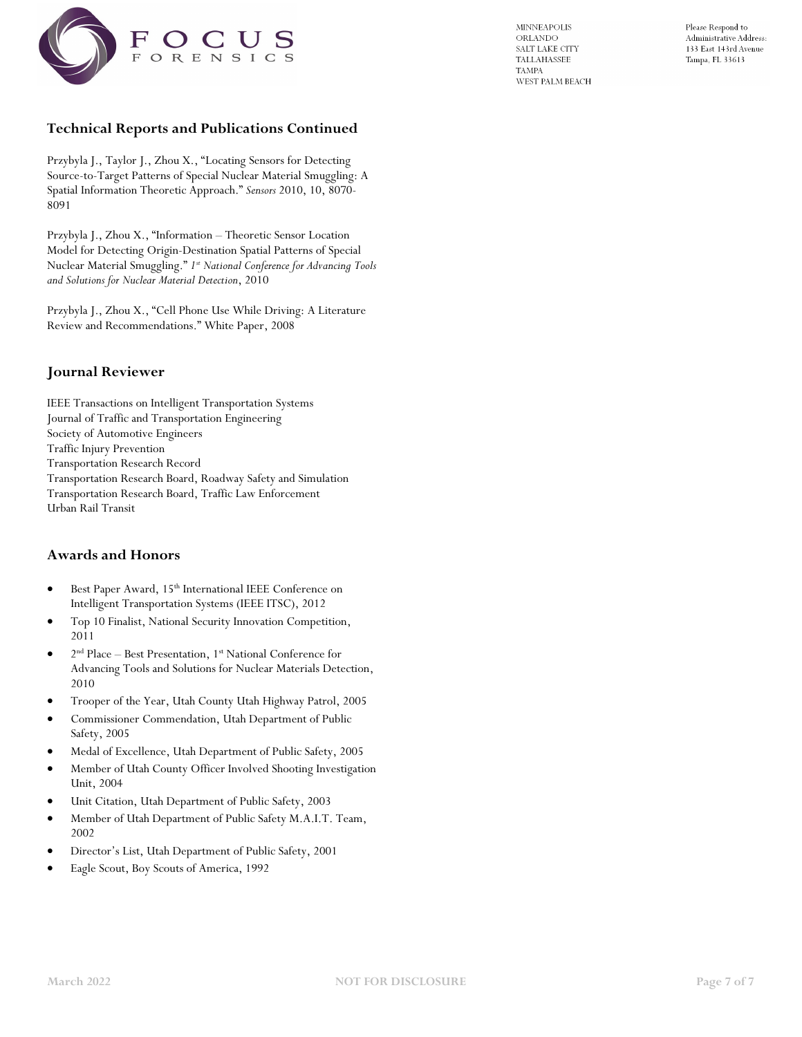## Technical Reports and Publications Continued

Przybyla J., Taylor J., Zhou X., "Locating Sensors for Detecting Source-to-Target Patterns of Special Nuclear Material Smuggling: A Spatial Information Theoretic Approach." *Sensors* 2010, 10, 8070-8091

Przybyla J., Zhou X., "Information – Theoretic Sensor Location Model for Detecting Origin-Destination Spatial Patterns of Special Nuclear Material Smuggling." *1st National Conference for Advancing Tools and Solutions for Nuclear Material Detection*, 2010

Przybyla J., Zhou X., "Cell Phone Use While Driving: A Literature Review and Recommendations." White Paper, 2008

## Journal Reviewer

IEEE Transactions on Intelligent Transportation Systems
Journal of Traffic and Transportation Engineering
Society of Automotive Engineers
Traffic Injury Prevention
Transportation Research Record
Transportation Research Board, Roadway Safety and Simulation
Transportation Research Board, Traffic Law Enforcement
Urban Rail Transit

## Awards and Honors

- Best Paper Award, 15th International IEEE Conference on Intelligent Transportation Systems (IEEE ITSC), 2012
- Top 10 Finalist, National Security Innovation Competition, 2011
- 2nd Place – Best Presentation, 1st National Conference for Advancing Tools and Solutions for Nuclear Materials Detection, 2010
- Trooper of the Year, Utah County Utah Highway Patrol, 2005
- Commissioner Commendation, Utah Department of Public Safety, 2005
- Medal of Excellence, Utah Department of Public Safety, 2005
- Member of Utah County Officer Involved Shooting Investigation Unit, 2004
- Unit Citation, Utah Department of Public Safety, 2003
- Member of Utah Department of Public Safety M.A.I.T. Team, 2002
- Director's List, Utah Department of Public Safety, 2001
- Eagle Scout, Boy Scouts of America, 1992